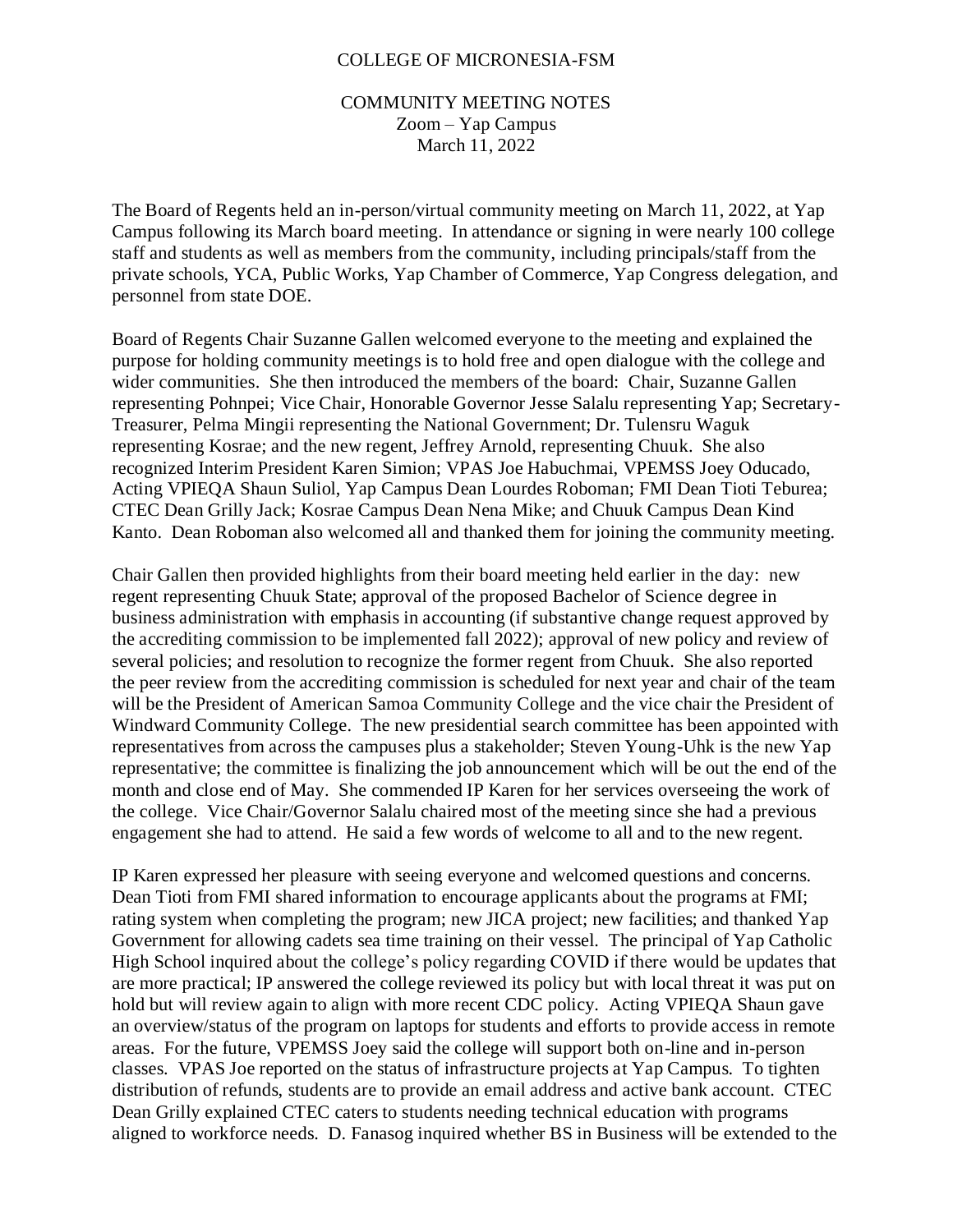# COLLEGE OF MICRONESIA-FSM

## COMMUNITY MEETING NOTES
Zoom – Yap Campus
March 11, 2022

The Board of Regents held an in-person/virtual community meeting on March 11, 2022, at Yap Campus following its March board meeting. In attendance or signing in were nearly 100 college staff and students as well as members from the community, including principals/staff from the private schools, YCA, Public Works, Yap Chamber of Commerce, Yap Congress delegation, and personnel from state DOE.

Board of Regents Chair Suzanne Gallen welcomed everyone to the meeting and explained the purpose for holding community meetings is to hold free and open dialogue with the college and wider communities. She then introduced the members of the board: Chair, Suzanne Gallen representing Pohnpei; Vice Chair, Honorable Governor Jesse Salalu representing Yap; Secretary-Treasurer, Pelma Mingii representing the National Government; Dr. Tulensru Waguk representing Kosrae; and the new regent, Jeffrey Arnold, representing Chuuk. She also recognized Interim President Karen Simion; VPAS Joe Habuchmai, VPEMSS Joey Oducado, Acting VPIEQA Shaun Suliol, Yap Campus Dean Lourdes Roboman; FMI Dean Tioti Teburea; CTEC Dean Grilly Jack; Kosrae Campus Dean Nena Mike; and Chuuk Campus Dean Kind Kanto. Dean Roboman also welcomed all and thanked them for joining the community meeting.

Chair Gallen then provided highlights from their board meeting held earlier in the day: new regent representing Chuuk State; approval of the proposed Bachelor of Science degree in business administration with emphasis in accounting (if substantive change request approved by the accrediting commission to be implemented fall 2022); approval of new policy and review of several policies; and resolution to recognize the former regent from Chuuk. She also reported the peer review from the accrediting commission is scheduled for next year and chair of the team will be the President of American Samoa Community College and the vice chair the President of Windward Community College. The new presidential search committee has been appointed with representatives from across the campuses plus a stakeholder; Steven Young-Uhk is the new Yap representative; the committee is finalizing the job announcement which will be out the end of the month and close end of May. She commended IP Karen for her services overseeing the work of the college. Vice Chair/Governor Salalu chaired most of the meeting since she had a previous engagement she had to attend. He said a few words of welcome to all and to the new regent.

IP Karen expressed her pleasure with seeing everyone and welcomed questions and concerns. Dean Tioti from FMI shared information to encourage applicants about the programs at FMI; rating system when completing the program; new JICA project; new facilities; and thanked Yap Government for allowing cadets sea time training on their vessel. The principal of Yap Catholic High School inquired about the college's policy regarding COVID if there would be updates that are more practical; IP answered the college reviewed its policy but with local threat it was put on hold but will review again to align with more recent CDC policy. Acting VPIEQA Shaun gave an overview/status of the program on laptops for students and efforts to provide access in remote areas. For the future, VPEMSS Joey said the college will support both on-line and in-person classes. VPAS Joe reported on the status of infrastructure projects at Yap Campus. To tighten distribution of refunds, students are to provide an email address and active bank account. CTEC Dean Grilly explained CTEC caters to students needing technical education with programs aligned to workforce needs. D. Fanasog inquired whether BS in Business will be extended to the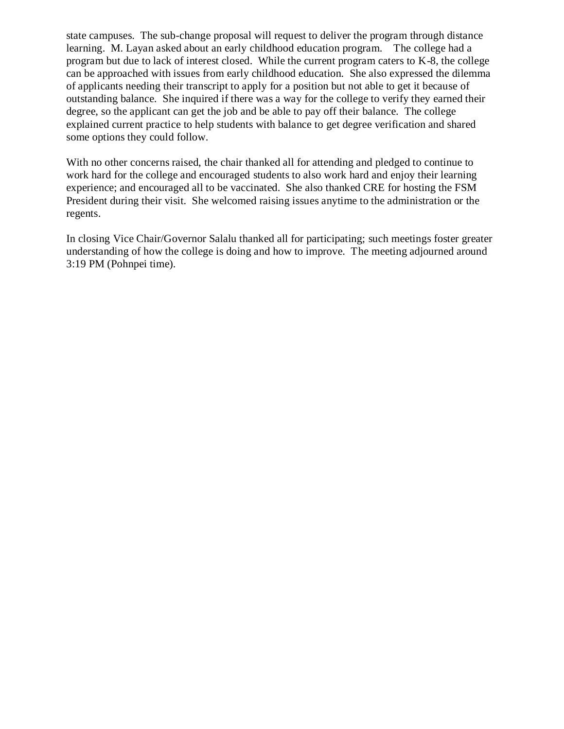state campuses. The sub-change proposal will request to deliver the program through distance learning. M. Layan asked about an early childhood education program. The college had a program but due to lack of interest closed. While the current program caters to K-8, the college can be approached with issues from early childhood education. She also expressed the dilemma of applicants needing their transcript to apply for a position but not able to get it because of outstanding balance. She inquired if there was a way for the college to verify they earned their degree, so the applicant can get the job and be able to pay off their balance. The college explained current practice to help students with balance to get degree verification and shared some options they could follow.

With no other concerns raised, the chair thanked all for attending and pledged to continue to work hard for the college and encouraged students to also work hard and enjoy their learning experience; and encouraged all to be vaccinated. She also thanked CRE for hosting the FSM President during their visit. She welcomed raising issues anytime to the administration or the regents.

In closing Vice Chair/Governor Salalu thanked all for participating; such meetings foster greater understanding of how the college is doing and how to improve. The meeting adjourned around 3:19 PM (Pohnpei time).